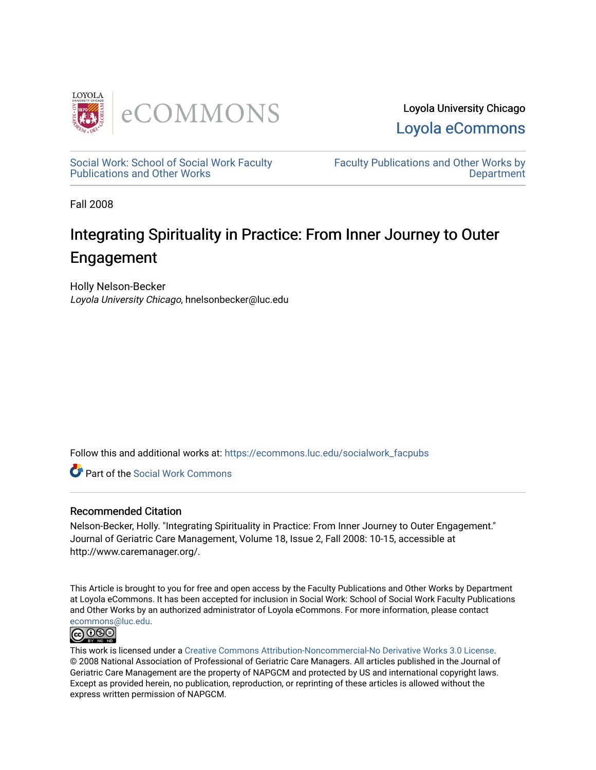Loyola University Chicago

Loyola eCommons

Social Work: School of Social Work Faculty Publications and Other Works

Faculty Publications and Other Works by Department

Fall 2008

# Integrating Spirituality in Practice: From Inner Journey to Outer Engagement

Holly Nelson-Becker
*Loyola University Chicago*, hnelsonbecker@luc.edu

Follow this and additional works at: https://ecommons.luc.edu/socialwork_facpubs

Part of the Social Work Commons

## Recommended Citation

Nelson-Becker, Holly. "Integrating Spirituality in Practice: From Inner Journey to Outer Engagement." Journal of Geriatric Care Management, Volume 18, Issue 2, Fall 2008: 10-15, accessible at http://www.caremanager.org/.

This Article is brought to you for free and open access by the Faculty Publications and Other Works by Department at Loyola eCommons. It has been accepted for inclusion in Social Work: School of Social Work Faculty Publications and Other Works by an authorized administrator of Loyola eCommons. For more information, please contact ecommons@luc.edu.

This work is licensed under a Creative Commons Attribution-Noncommercial-No Derivative Works 3.0 License.
© 2008 National Association of Professional of Geriatric Care Managers. All articles published in the Journal of Geriatric Care Management are the property of NAPGCM and protected by US and international copyright laws. Except as provided herein, no publication, reproduction, or reprinting of these articles is allowed without the express written permission of NAPGCM.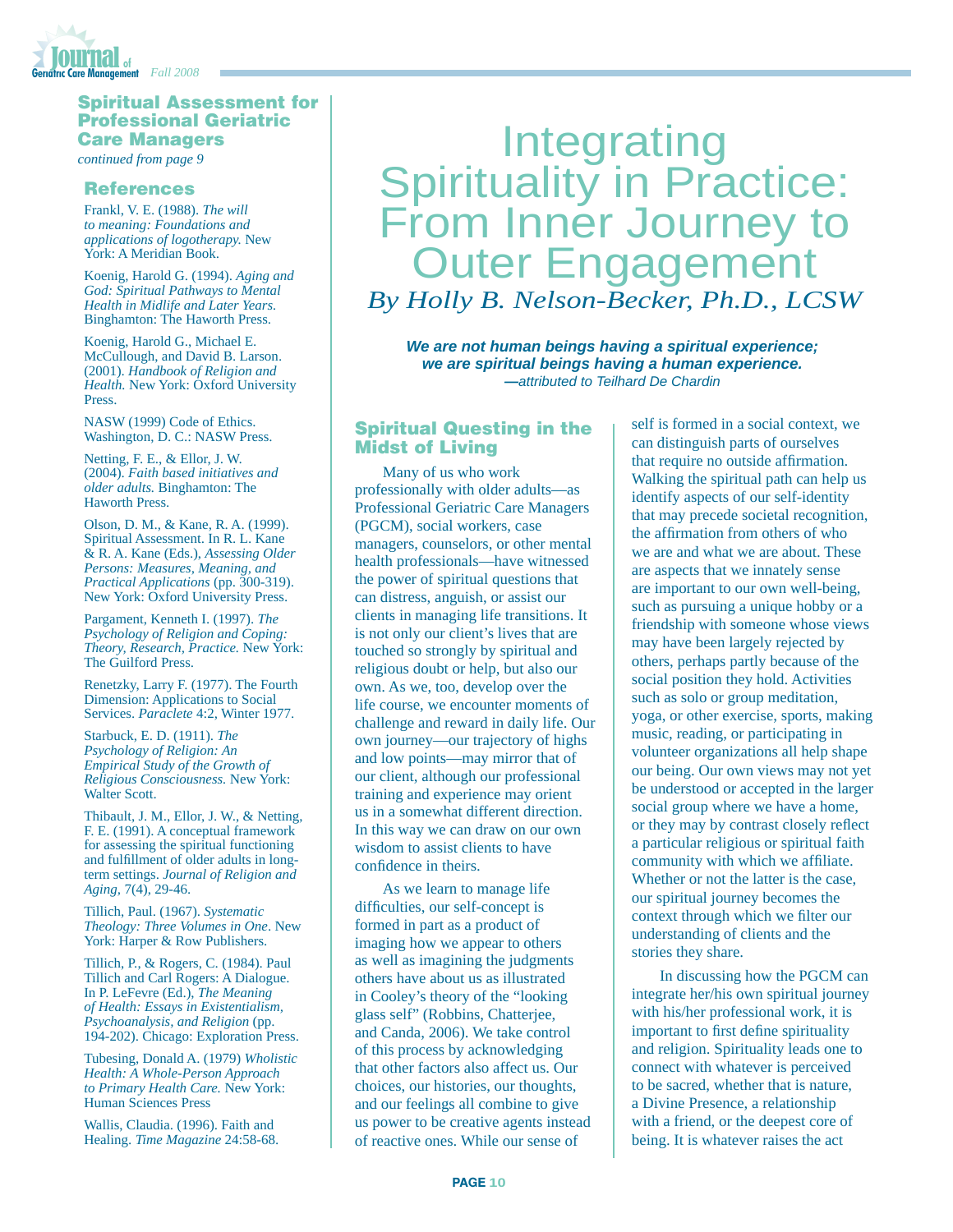## Spiritual Assessment for Professional Geriatric Care Managers

*continued from page 9*

### References

Frankl, V. E. (1988). *The will to meaning: Foundations and applications of logotherapy.* New York: A Meridian Book.

Koenig, Harold G. (1994). *Aging and God: Spiritual Pathways to Mental Health in Midlife and Later Years.* Binghamton: The Haworth Press.

Koenig, Harold G., Michael E. McCullough, and David B. Larson. (2001). *Handbook of Religion and Health.* New York: Oxford University Press.

NASW (1999) Code of Ethics. Washington, D. C.: NASW Press.

Netting, F. E., & Ellor, J. W. (2004). *Faith based initiatives and older adults.* Binghamton: The Haworth Press.

Olson, D. M., & Kane, R. A. (1999). Spiritual Assessment. In R. L. Kane & R. A. Kane (Eds.), *Assessing Older Persons: Measures, Meaning, and Practical Applications* (pp. 300-319). New York: Oxford University Press.

Pargament, Kenneth I. (1997). *The Psychology of Religion and Coping: Theory, Research, Practice.* New York: The Guilford Press.

Renetzky, Larry F. (1977). The Fourth Dimension: Applications to Social Services. *Paraclete* 4:2, Winter 1977.

Starbuck, E. D. (1911). *The Psychology of Religion: An Empirical Study of the Growth of Religious Consciousness.* New York: Walter Scott.

Thibault, J. M., Ellor, J. W., & Netting, F. E. (1991). A conceptual framework for assessing the spiritual functioning and fulfillment of older adults in long-term settings. *Journal of Religion and Aging,* 7(4), 29-46.

Tillich, Paul. (1967). *Systematic Theology: Three Volumes in One*. New York: Harper & Row Publishers.

Tillich, P., & Rogers, C. (1984). Paul Tillich and Carl Rogers: A Dialogue. In P. LeFevre (Ed.), *The Meaning of Health: Essays in Existentialism, Psychoanalysis, and Religion* (pp. 194-202). Chicago: Exploration Press.

Tubesing, Donald A. (1979) *Wholistic Health: A Whole-Person Approach to Primary Health Care.* New York: Human Sciences Press

Wallis, Claudia. (1996). Faith and Healing. *Time Magazine* 24:58-68.

# Integrating Spirituality in Practice: From Inner Journey to Outer Engagement

*By Holly B. Nelson-Becker, Ph.D., LCSW*

***We are not human beings having a spiritual experience; we are spiritual beings having a human experience.***
*—attributed to Teilhard De Chardin*

## Spiritual Questing in the Midst of Living

Many of us who work professionally with older adults—as Professional Geriatric Care Managers (PGCM), social workers, case managers, counselors, or other mental health professionals—have witnessed the power of spiritual questions that can distress, anguish, or assist our clients in managing life transitions. It is not only our client's lives that are touched so strongly by spiritual and religious doubt or help, but also our own. As we, too, develop over the life course, we encounter moments of challenge and reward in daily life. Our own journey—our trajectory of highs and low points—may mirror that of our client, although our professional training and experience may orient us in a somewhat different direction. In this way we can draw on our own wisdom to assist clients to have confidence in theirs.

As we learn to manage life difficulties, our self-concept is formed in part as a product of imaging how we appear to others as well as imagining the judgments others have about us as illustrated in Cooley's theory of the "looking glass self" (Robbins, Chatterjee, and Canda, 2006). We take control of this process by acknowledging that other factors also affect us. Our choices, our histories, our thoughts, and our feelings all combine to give us power to be creative agents instead of reactive ones. While our sense of self is formed in a social context, we can distinguish parts of ourselves that require no outside affirmation. Walking the spiritual path can help us identify aspects of our self-identity that may precede societal recognition, the affirmation from others of who we are and what we are about. These are aspects that we innately sense are important to our own well-being, such as pursuing a unique hobby or a friendship with someone whose views may have been largely rejected by others, perhaps partly because of the social position they hold. Activities such as solo or group meditation, yoga, or other exercise, sports, making music, reading, or participating in volunteer organizations all help shape our being. Our own views may not yet be understood or accepted in the larger social group where we have a home, or they may by contrast closely reflect a particular religious or spiritual faith community with which we affiliate. Whether or not the latter is the case, our spiritual journey becomes the context through which we filter our understanding of clients and the stories they share.

In discussing how the PGCM can integrate her/his own spiritual journey with his/her professional work, it is important to first define spirituality and religion. Spirituality leads one to connect with whatever is perceived to be sacred, whether that is nature, a Divine Presence, a relationship with a friend, or the deepest core of being. It is whatever raises the act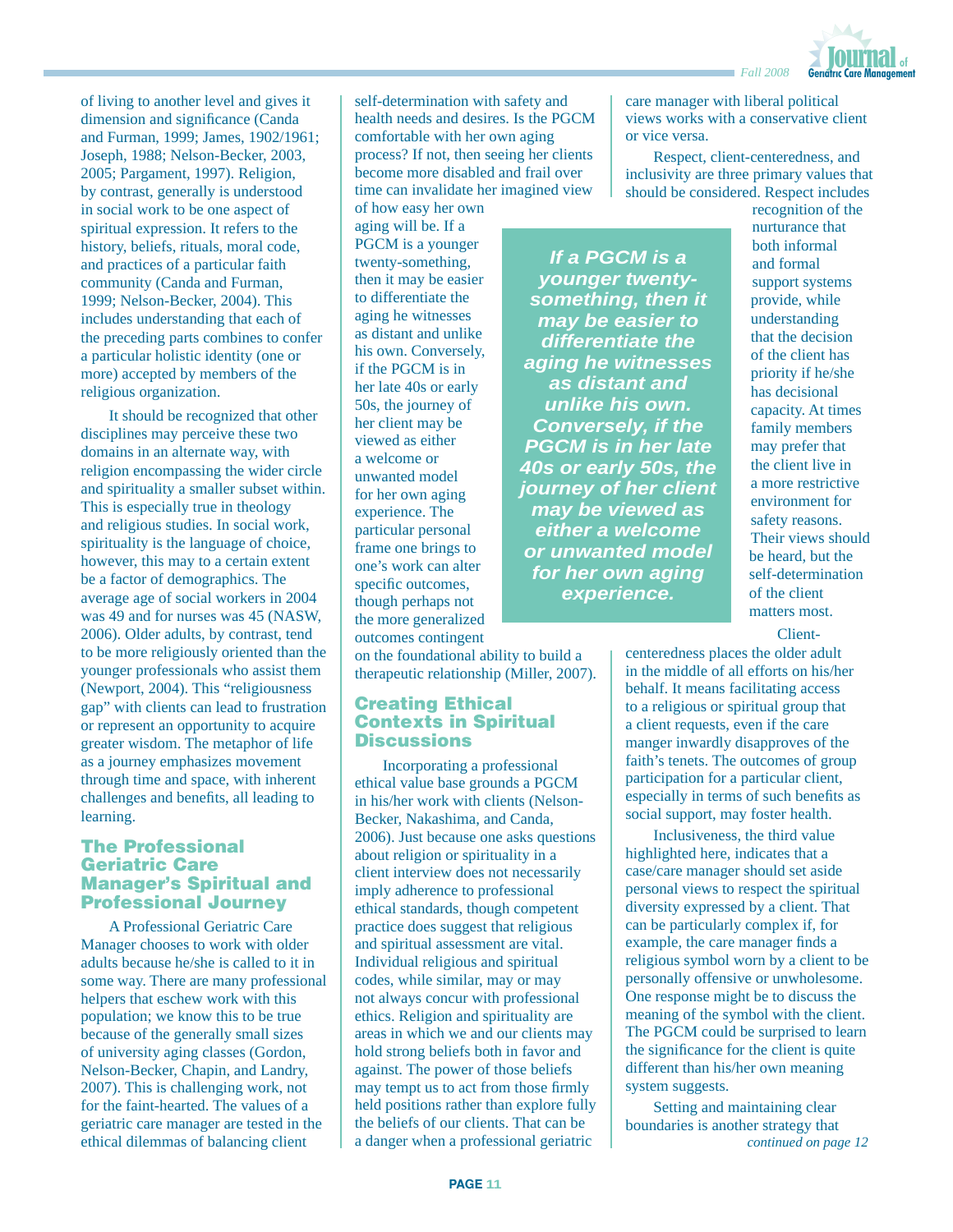of living to another level and gives it dimension and significance (Canda and Furman, 1999; James, 1902/1961; Joseph, 1988; Nelson-Becker, 2003, 2005; Pargament, 1997). Religion, by contrast, generally is understood in social work to be one aspect of spiritual expression. It refers to the history, beliefs, rituals, moral code, and practices of a particular faith community (Canda and Furman, 1999; Nelson-Becker, 2004). This includes understanding that each of the preceding parts combines to confer a particular holistic identity (one or more) accepted by members of the religious organization.

It should be recognized that other disciplines may perceive these two domains in an alternate way, with religion encompassing the wider circle and spirituality a smaller subset within. This is especially true in theology and religious studies. In social work, spirituality is the language of choice, however, this may to a certain extent be a factor of demographics. The average age of social workers in 2004 was 49 and for nurses was 45 (NASW, 2006). Older adults, by contrast, tend to be more religiously oriented than the younger professionals who assist them (Newport, 2004). This "religiousness gap" with clients can lead to frustration or represent an opportunity to acquire greater wisdom. The metaphor of life as a journey emphasizes movement through time and space, with inherent challenges and benefits, all leading to learning.

## The Professional Geriatric Care Manager's Spiritual and Professional Journey

A Professional Geriatric Care Manager chooses to work with older adults because he/she is called to it in some way. There are many professional helpers that eschew work with this population; we know this to be true because of the generally small sizes of university aging classes (Gordon, Nelson-Becker, Chapin, and Landry, 2007). This is challenging work, not for the faint-hearted. The values of a geriatric care manager are tested in the ethical dilemmas of balancing client self-determination with safety and health needs and desires. Is the PGCM comfortable with her own aging process? If not, then seeing her clients become more disabled and frail over time can invalidate her imagined view of how easy her own aging will be. If a PGCM is a younger twenty-something, then it may be easier to differentiate the aging he witnesses as distant and unlike his own. Conversely, if the PGCM is in her late 40s or early 50s, the journey of her client may be viewed as either a welcome or unwanted model for her own aging experience. The particular personal frame one brings to one's work can alter specific outcomes, though perhaps not the more generalized outcomes contingent on the foundational ability to build a therapeutic relationship (Miller, 2007).

> ***If a PGCM is a younger twenty-something, then it may be easier to differentiate the aging he witnesses as distant and unlike his own. Conversely, if the PGCM is in her late 40s or early 50s, the journey of her client may be viewed as either a welcome or unwanted model for her own aging experience.***

## Creating Ethical Contexts in Spiritual Discussions

Incorporating a professional ethical value base grounds a PGCM in his/her work with clients (Nelson-Becker, Nakashima, and Canda, 2006). Just because one asks questions about religion or spirituality in a client interview does not necessarily imply adherence to professional ethical standards, though competent practice does suggest that religious and spiritual assessment are vital. Individual religious and spiritual codes, while similar, may or may not always concur with professional ethics. Religion and spirituality are areas in which we and our clients may hold strong beliefs both in favor and against. The power of those beliefs may tempt us to act from those firmly held positions rather than explore fully the beliefs of our clients. That can be a danger when a professional geriatric care manager with liberal political views works with a conservative client or vice versa.

Respect, client-centeredness, and inclusivity are three primary values that should be considered. Respect includes recognition of the nurturance that both informal and formal support systems provide, while understanding that the decision of the client has priority if he/she has decisional capacity. At times family members may prefer that the client live in a more restrictive environment for safety reasons. Their views should be heard, but the self-determination of the client matters most.

Client-centeredness places the older adult in the middle of all efforts on his/her behalf. It means facilitating access to a religious or spiritual group that a client requests, even if the care manger inwardly disapproves of the faith's tenets. The outcomes of group participation for a particular client, especially in terms of such benefits as social support, may foster health.

Inclusiveness, the third value highlighted here, indicates that a case/care manager should set aside personal views to respect the spiritual diversity expressed by a client. That can be particularly complex if, for example, the care manager finds a religious symbol worn by a client to be personally offensive or unwholesome. One response might be to discuss the meaning of the symbol with the client. The PGCM could be surprised to learn the significance for the client is quite different than his/her own meaning system suggests.

Setting and maintaining clear boundaries is another strategy that

*continued on page 12*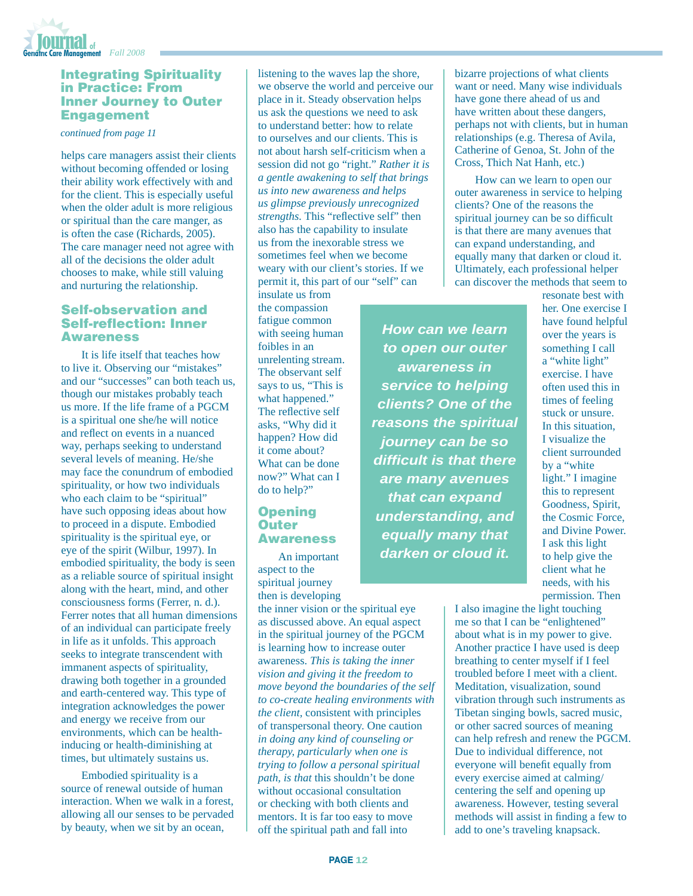## Integrating Spirituality in Practice: From Inner Journey to Outer Engagement

*continued from page 11*

helps care managers assist their clients without becoming offended or losing their ability work effectively with and for the client. This is especially useful when the older adult is more religious or spiritual than the care manager, as is often the case (Richards, 2005). The care manager need not agree with all of the decisions the older adult chooses to make, while still valuing and nurturing the relationship.

### Self-observation and Self-reflection: Inner Awareness

It is life itself that teaches how to live it. Observing our "mistakes" and our "successes" can both teach us, though our mistakes probably teach us more. If the life frame of a PGCM is a spiritual one she/he will notice and reflect on events in a nuanced way, perhaps seeking to understand several levels of meaning. He/she may face the conundrum of embodied spirituality, or how two individuals who each claim to be "spiritual" have such opposing ideas about how to proceed in a dispute. Embodied spirituality is the spiritual eye, or eye of the spirit (Wilbur, 1997). In embodied spirituality, the body is seen as a reliable source of spiritual insight along with the heart, mind, and other consciousness forms (Ferrer, n. d.). Ferrer notes that all human dimensions of an individual can participate freely in life as it unfolds. This approach seeks to integrate transcendent with immanent aspects of spirituality, drawing both together in a grounded and earth-centered way. This type of integration acknowledges the power and energy we receive from our environments, which can be health-inducing or health-diminishing at times, but ultimately sustains us.

Embodied spirituality is a source of renewal outside of human interaction. When we walk in a forest, allowing all our senses to be pervaded by beauty, when we sit by an ocean, listening to the waves lap the shore, we observe the world and perceive our place in it. Steady observation helps us ask the questions we need to ask to understand better: how to relate to ourselves and our clients. This is not about harsh self-criticism when a session did not go "right." *Rather it is a gentle awakening to self that brings us into new awareness and helps us glimpse previously unrecognized strengths.* This "reflective self" then also has the capability to insulate us from the inexorable stress we sometimes feel when we become weary with our client's stories. If we permit it, this part of our "self" can insulate us from the compassion fatigue common with seeing human foibles in an unrelenting stream. The observant self says to us, "This is what happened." The reflective self asks, "Why did it happen? How did it come about? What can be done now?" What can I do to help?"

### Opening Outer Awareness

An important aspect to the spiritual journey then is developing the inner vision or the spiritual eye as discussed above. An equal aspect in the spiritual journey of the PGCM is learning how to increase outer awareness. *This is taking the inner vision and giving it the freedom to move beyond the boundaries of the self to co-create healing environments with the client*, consistent with principles of transpersonal theory. One caution *in doing any kind of counseling or therapy, particularly when one is trying to follow a personal spiritual path, is that* this shouldn't be done without occasional consultation or checking with both clients and mentors. It is far too easy to move off the spiritual path and fall into bizarre projections of what clients want or need. Many wise individuals have gone there ahead of us and have written about these dangers, perhaps not with clients, but in human relationships (e.g. Theresa of Avila, Catherine of Genoa, St. John of the Cross, Thich Nat Hanh, etc.)

How can we learn to open our outer awareness in service to helping clients? One of the reasons the spiritual journey can be so difficult is that there are many avenues that can expand understanding, and equally many that darken or cloud it. Ultimately, each professional helper can discover the methods that seem to resonate best with her. One exercise I have found helpful over the years is something I call a "white light" exercise. I have often used this in times of feeling stuck or unsure. In this situation, I visualize the client surrounded by a "white light." I imagine this to represent Goodness, Spirit, the Cosmic Force, and Divine Power. I ask this light to help give the client what he needs, with his permission. Then I also imagine the light touching me so that I can be "enlightened" about what is in my power to give. Another practice I have used is deep breathing to center myself if I feel troubled before I meet with a client. Meditation, visualization, sound vibration through such instruments as Tibetan singing bowls, sacred music, or other sacred sources of meaning can help refresh and renew the PGCM. Due to individual difference, not everyone will benefit equally from every exercise aimed at calming/centering the self and opening up awareness. However, testing several methods will assist in finding a few to add to one's traveling knapsack.

> ***How can we learn to open our outer awareness in service to helping clients? One of the reasons the spiritual journey can be so difficult is that there are many avenues that can expand understanding, and equally many that darken or cloud it.***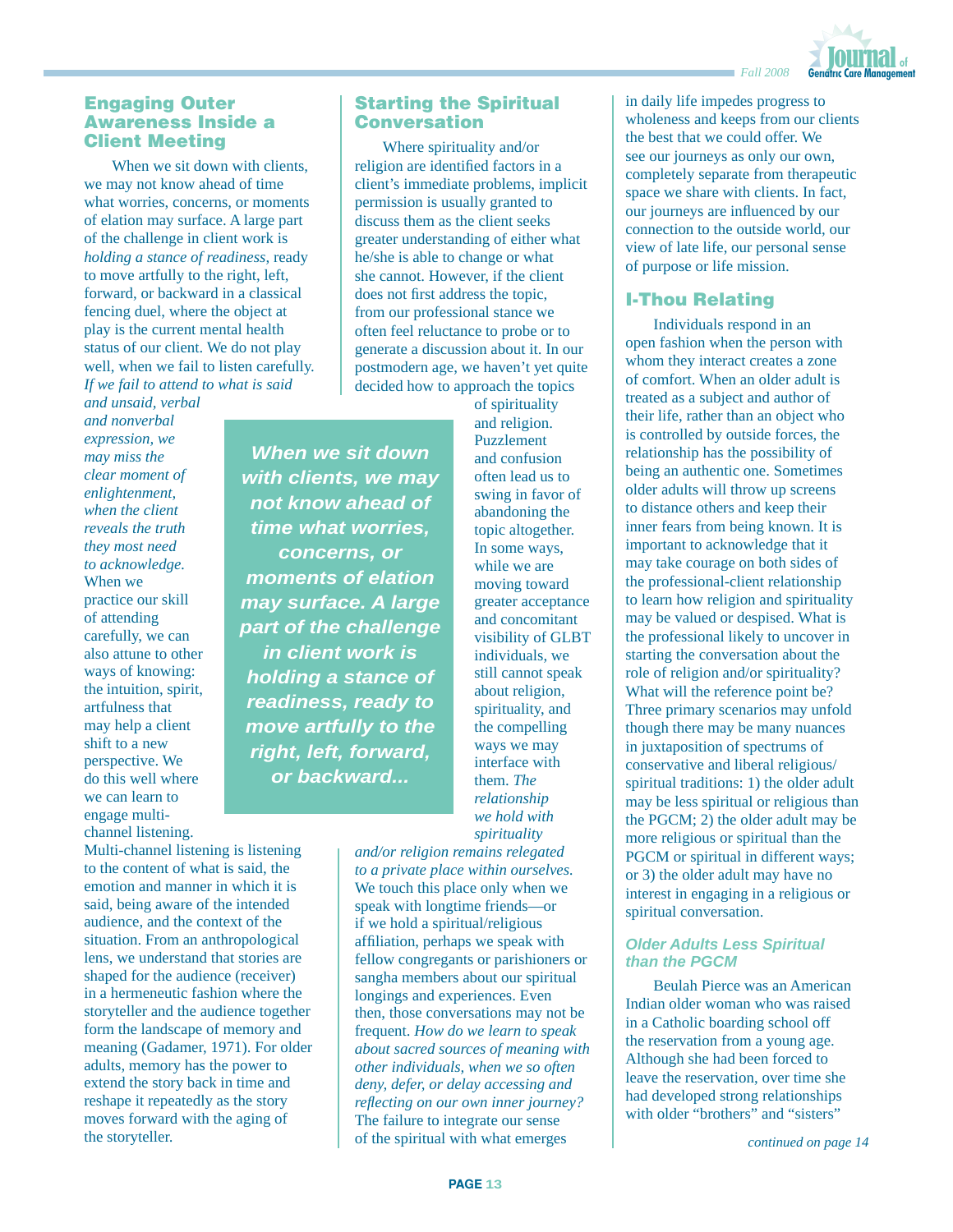## Engaging Outer Awareness Inside a Client Meeting

When we sit down with clients, we may not know ahead of time what worries, concerns, or moments of elation may surface. A large part of the challenge in client work is *holding a stance of readiness*, ready to move artfully to the right, left, forward, or backward in a classical fencing duel, where the object at play is the current mental health status of our client. We do not play well, when we fail to listen carefully. *If we fail to attend to what is said and unsaid, verbal and nonverbal expression, we may miss the clear moment of enlightenment, when the client reveals the truth they most need to acknowledge.* When we practice our skill of attending carefully, we can also attune to other ways of knowing: the intuition, spirit, artfulness that may help a client shift to a new perspective. We do this well where we can learn to engage multi-channel listening. Multi-channel listening is listening to the content of what is said, the emotion and manner in which it is said, being aware of the intended audience, and the context of the situation. From an anthropological lens, we understand that stories are shaped for the audience (receiver) in a hermeneutic fashion where the storyteller and the audience together form the landscape of memory and meaning (Gadamer, 1971). For older adults, memory has the power to extend the story back in time and reshape it repeatedly as the story moves forward with the aging of the storyteller.

> ***When we sit down with clients, we may not know ahead of time what worries, concerns, or moments of elation may surface. A large part of the challenge in client work is holding a stance of readiness, ready to move artfully to the right, left, forward, or backward...***

## Starting the Spiritual Conversation

Where spirituality and/or religion are identified factors in a client's immediate problems, implicit permission is usually granted to discuss them as the client seeks greater understanding of either what he/she is able to change or what she cannot. However, if the client does not first address the topic, from our professional stance we often feel reluctance to probe or to generate a discussion about it. In our postmodern age, we haven't yet quite decided how to approach the topics of spirituality and religion. Puzzlement and confusion often lead us to swing in favor of abandoning the topic altogether. In some ways, while we are moving toward greater acceptance and concomitant visibility of GLBT individuals, we still cannot speak about religion, spirituality, and the compelling ways we may interface with them. *The relationship we hold with spirituality and/or religion remains relegated to a private place within ourselves.* We touch this place only when we speak with longtime friends—or if we hold a spiritual/religious affiliation, perhaps we speak with fellow congregants or parishioners or sangha members about our spiritual longings and experiences. Even then, those conversations may not be frequent. *How do we learn to speak about sacred sources of meaning with other individuals, when we so often deny, defer, or delay accessing and reflecting on our own inner journey?* The failure to integrate our sense of the spiritual with what emerges in daily life impedes progress to wholeness and keeps from our clients the best that we could offer. We see our journeys as only our own, completely separate from therapeutic space we share with clients. In fact, our journeys are influenced by our connection to the outside world, our view of late life, our personal sense of purpose or life mission.

## I-Thou Relating

Individuals respond in an open fashion when the person with whom they interact creates a zone of comfort. When an older adult is treated as a subject and author of their life, rather than an object who is controlled by outside forces, the relationship has the possibility of being an authentic one. Sometimes older adults will throw up screens to distance others and keep their inner fears from being known. It is important to acknowledge that it may take courage on both sides of the professional-client relationship to learn how religion and spirituality may be valued or despised. What is the professional likely to uncover in starting the conversation about the role of religion and/or spirituality? What will the reference point be? Three primary scenarios may unfold though there may be many nuances in juxtaposition of spectrums of conservative and liberal religious/spiritual traditions: 1) the older adult may be less spiritual or religious than the PGCM; 2) the older adult may be more religious or spiritual than the PGCM or spiritual in different ways; or 3) the older adult may have no interest in engaging in a religious or spiritual conversation.

### *Older Adults Less Spiritual than the PGCM*

Beulah Pierce was an American Indian older woman who was raised in a Catholic boarding school off the reservation from a young age. Although she had been forced to leave the reservation, over time she had developed strong relationships with older "brothers" and "sisters"

*continued on page 14*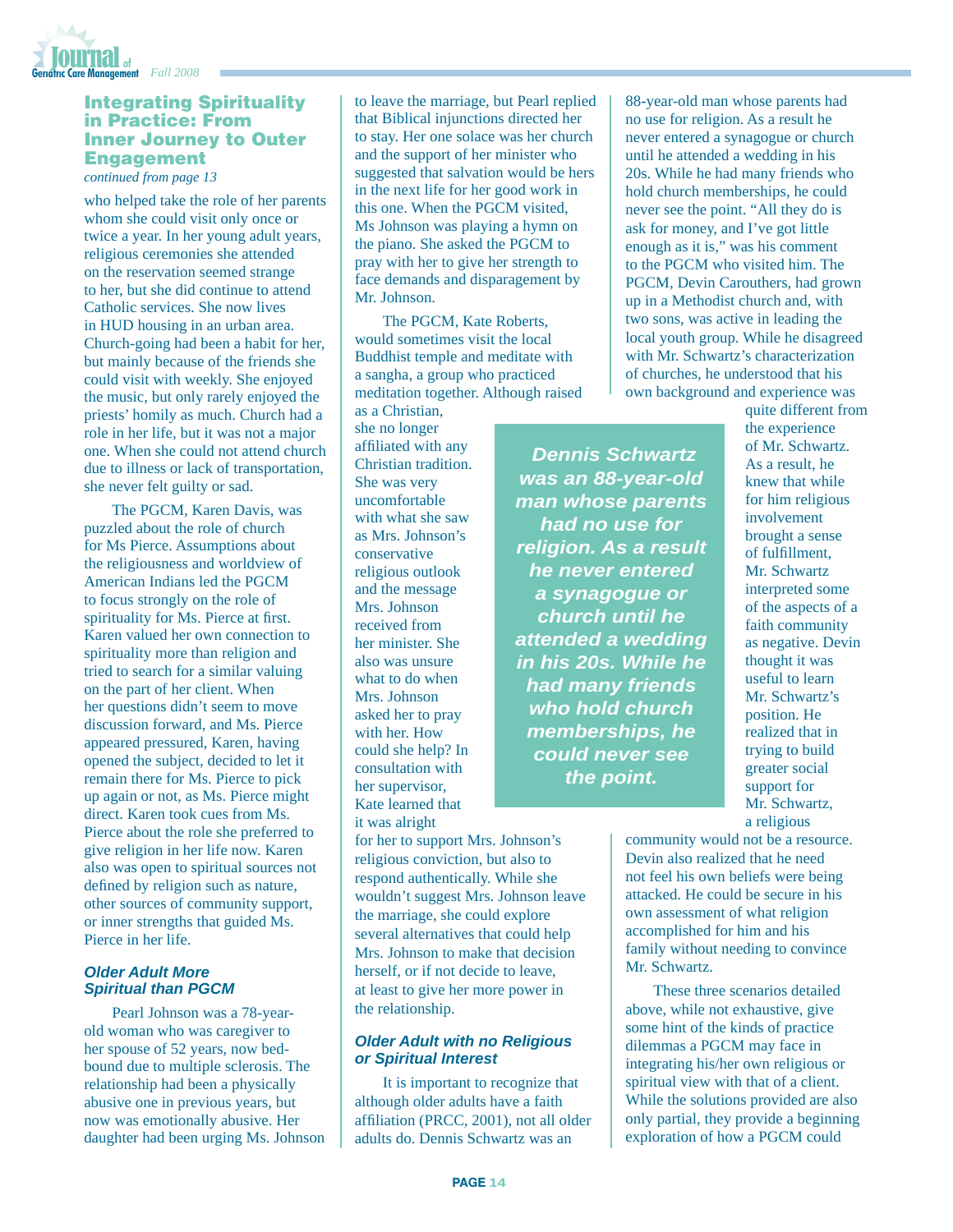## Integrating Spirituality in Practice: From Inner Journey to Outer Engagement

*continued from page 13*

who helped take the role of her parents whom she could visit only once or twice a year. In her young adult years, religious ceremonies she attended on the reservation seemed strange to her, but she did continue to attend Catholic services. She now lives in HUD housing in an urban area. Church-going had been a habit for her, but mainly because of the friends she could visit with weekly. She enjoyed the music, but only rarely enjoyed the priests' homily as much. Church had a role in her life, but it was not a major one. When she could not attend church due to illness or lack of transportation, she never felt guilty or sad.

The PGCM, Karen Davis, was puzzled about the role of church for Ms Pierce. Assumptions about the religiousness and worldview of American Indians led the PGCM to focus strongly on the role of spirituality for Ms. Pierce at first. Karen valued her own connection to spirituality more than religion and tried to search for a similar valuing on the part of her client. When her questions didn't seem to move discussion forward, and Ms. Pierce appeared pressured, Karen, having opened the subject, decided to let it remain there for Ms. Pierce to pick up again or not, as Ms. Pierce might direct. Karen took cues from Ms. Pierce about the role she preferred to give religion in her life now. Karen also was open to spiritual sources not defined by religion such as nature, other sources of community support, or inner strengths that guided Ms. Pierce in her life.

### *Older Adult More Spiritual than PGCM*

Pearl Johnson was a 78-year-old woman who was caregiver to her spouse of 52 years, now bed-bound due to multiple sclerosis. The relationship had been a physically abusive one in previous years, but now was emotionally abusive. Her daughter had been urging Ms. Johnson to leave the marriage, but Pearl replied that Biblical injunctions directed her to stay. Her one solace was her church and the support of her minister who suggested that salvation would be hers in the next life for her good work in this one. When the PGCM visited, Ms Johnson was playing a hymn on the piano. She asked the PGCM to pray with her to give her strength to face demands and disparagement by Mr. Johnson.

The PGCM, Kate Roberts, would sometimes visit the local Buddhist temple and meditate with a sangha, a group who practiced meditation together. Although raised as a Christian, she no longer affiliated with any Christian tradition. She was very uncomfortable with what she saw as Mrs. Johnson's conservative religious outlook and the message Mrs. Johnson received from her minister. She also was unsure what to do when Mrs. Johnson asked her to pray with her. How could she help? In consultation with her supervisor, Kate learned that it was alright for her to support Mrs. Johnson's religious conviction, but also to respond authentically. While she wouldn't suggest Mrs. Johnson leave the marriage, she could explore several alternatives that could help Mrs. Johnson to make that decision herself, or if not decide to leave, at least to give her more power in the relationship.

### *Older Adult with no Religious or Spiritual Interest*

It is important to recognize that although older adults have a faith affiliation (PRCC, 2001), not all older adults do. Dennis Schwartz was an 88-year-old man whose parents had no use for religion. As a result he never entered a synagogue or church until he attended a wedding in his 20s. While he had many friends who hold church memberships, he could never see the point. "All they do is ask for money, and I've got little enough as it is," was his comment to the PGCM who visited him. The PGCM, Devin Carouthers, had grown up in a Methodist church and, with two sons, was active in leading the local youth group. While he disagreed with Mr. Schwartz's characterization of churches, he understood that his own background and experience was quite different from the experience of Mr. Schwartz. As a result, he knew that while for him religious involvement brought a sense of fulfillment, Mr. Schwartz interpreted some of the aspects of a faith community as negative. Devin thought it was useful to learn Mr. Schwartz's position. He realized that in trying to build greater social support for Mr. Schwartz, a religious community would not be a resource. Devin also realized that he need not feel his own beliefs were being attacked. He could be secure in his own assessment of what religion accomplished for him and his family without needing to convince Mr. Schwartz.

> ***Dennis Schwartz was an 88-year-old man whose parents had no use for religion. As a result he never entered a synagogue or church until he attended a wedding in his 20s. While he had many friends who hold church memberships, he could never see the point.***

These three scenarios detailed above, while not exhaustive, give some hint of the kinds of practice dilemmas a PGCM may face in integrating his/her own religious or spiritual view with that of a client. While the solutions provided are also only partial, they provide a beginning exploration of how a PGCM could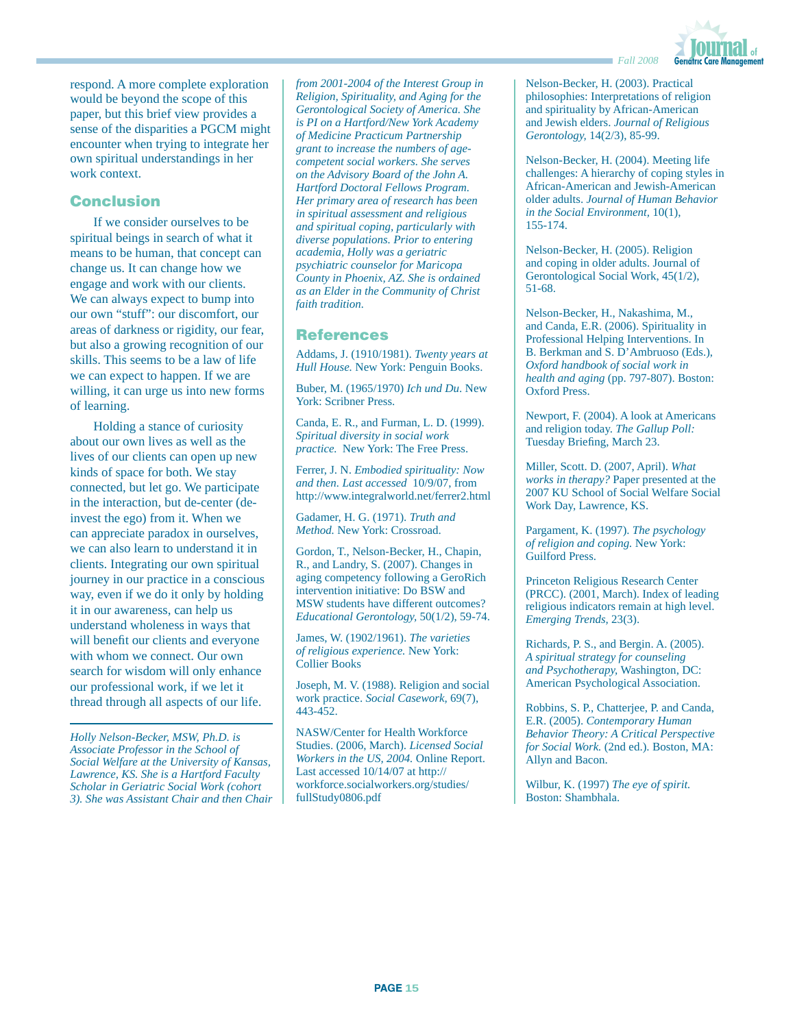respond. A more complete exploration would be beyond the scope of this paper, but this brief view provides a sense of the disparities a PGCM might encounter when trying to integrate her own spiritual understandings in her work context.

## Conclusion

If we consider ourselves to be spiritual beings in search of what it means to be human, that concept can change us. It can change how we engage and work with our clients. We can always expect to bump into our own "stuff": our discomfort, our areas of darkness or rigidity, our fear, but also a growing recognition of our skills. This seems to be a law of life we can expect to happen. If we are willing, it can urge us into new forms of learning.

Holding a stance of curiosity about our own lives as well as the lives of our clients can open up new kinds of space for both. We stay connected, but let go. We participate in the interaction, but de-center (de-invest the ego) from it. When we can appreciate paradox in ourselves, we can also learn to understand it in clients. Integrating our own spiritual journey in our practice in a conscious way, even if we do it only by holding it in our awareness, can help us understand wholeness in ways that will benefit our clients and everyone with whom we connect. Our own search for wisdom will only enhance our professional work, if we let it thread through all aspects of our life.

---

*Holly Nelson-Becker, MSW, Ph.D. is Associate Professor in the School of Social Welfare at the University of Kansas, Lawrence, KS. She is a Hartford Faculty Scholar in Geriatric Social Work (cohort 3). She was Assistant Chair and then Chair from 2001-2004 of the Interest Group in Religion, Spirituality, and Aging for the Gerontological Society of America. She is PI on a Hartford/New York Academy of Medicine Practicum Partnership grant to increase the numbers of age-competent social workers. She serves on the Advisory Board of the John A. Hartford Doctoral Fellows Program. Her primary area of research has been in spiritual assessment and religious and spiritual coping, particularly with diverse populations. Prior to entering academia, Holly was a geriatric psychiatric counselor for Maricopa County in Phoenix, AZ. She is ordained as an Elder in the Community of Christ faith tradition.*

## References

Addams, J. (1910/1981). *Twenty years at Hull House.* New York: Penguin Books.

Buber, M. (1965/1970) *Ich und Du*. New York: Scribner Press.

Canda, E. R., and Furman, L. D. (1999). *Spiritual diversity in social work practice.* New York: The Free Press.

Ferrer, J. N. *Embodied spirituality: Now and then. Last accessed* 10/9/07, from http://www.integralworld.net/ferrer2.html

Gadamer, H. G. (1971). *Truth and Method.* New York: Crossroad.

Gordon, T., Nelson-Becker, H., Chapin, R., and Landry, S. (2007). Changes in aging competency following a GeroRich intervention initiative: Do BSW and MSW students have different outcomes? *Educational Gerontology,* 50(1/2), 59-74.

James, W. (1902/1961). *The varieties of religious experience.* New York: Collier Books

Joseph, M. V. (1988). Religion and social work practice. *Social Casework,* 69(7), 443-452.

NASW/Center for Health Workforce Studies. (2006, March). *Licensed Social Workers in the US, 2004.* Online Report. Last accessed 10/14/07 at http://workforce.socialworkers.org/studies/fullStudy0806.pdf

Nelson-Becker, H. (2003). Practical philosophies: Interpretations of religion and spirituality by African-American and Jewish elders. *Journal of Religious Gerontology,* 14(2/3), 85-99.

Nelson-Becker, H. (2004). Meeting life challenges: A hierarchy of coping styles in African-American and Jewish-American older adults. *Journal of Human Behavior in the Social Environment,* 10(1), 155-174.

Nelson-Becker, H. (2005). Religion and coping in older adults. Journal of Gerontological Social Work, 45(1/2), 51-68.

Nelson-Becker, H., Nakashima, M., and Canda, E.R. (2006). Spirituality in Professional Helping Interventions. In B. Berkman and S. D'Ambruoso (Eds.), *Oxford handbook of social work in health and aging* (pp. 797-807). Boston: Oxford Press.

Newport, F. (2004). A look at Americans and religion today. *The Gallup Poll:* Tuesday Briefing, March 23.

Miller, Scott. D. (2007, April). *What works in therapy?* Paper presented at the 2007 KU School of Social Welfare Social Work Day, Lawrence, KS.

Pargament, K. (1997). *The psychology of religion and coping.* New York: Guilford Press.

Princeton Religious Research Center (PRCC). (2001, March). Index of leading religious indicators remain at high level. *Emerging Trends,* 23(3).

Richards, P. S., and Bergin. A. (2005). *A spiritual strategy for counseling and Psychotherapy,* Washington, DC: American Psychological Association.

Robbins, S. P., Chatterjee, P. and Canda, E.R. (2005). *Contemporary Human Behavior Theory: A Critical Perspective for Social Work.* (2nd ed.). Boston, MA: Allyn and Bacon.

Wilbur, K. (1997) *The eye of spirit.* Boston: Shambhala.